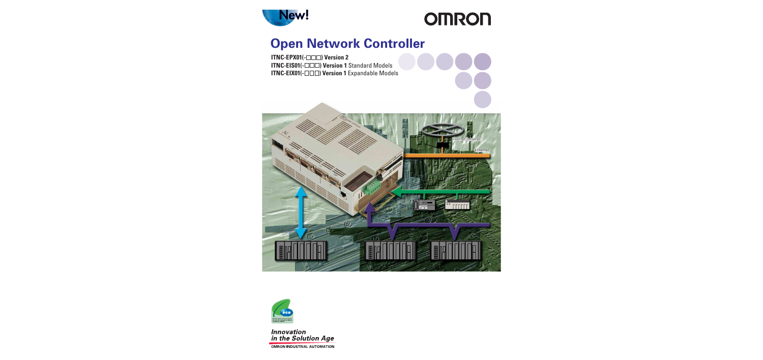New!

OMRON

# Open Network Controller

**ITNC-EPX01(-□□□) Version 2**
**ITNC-EIS01(-□□□) Version 1** Standard Models
**ITNC-EIX01(-□□□) Version 1** Expandable Models

Internet/Intranet

Ethernet

*Innovation in the Solution Age*

OMRON INDUSTRIAL AUTOMATION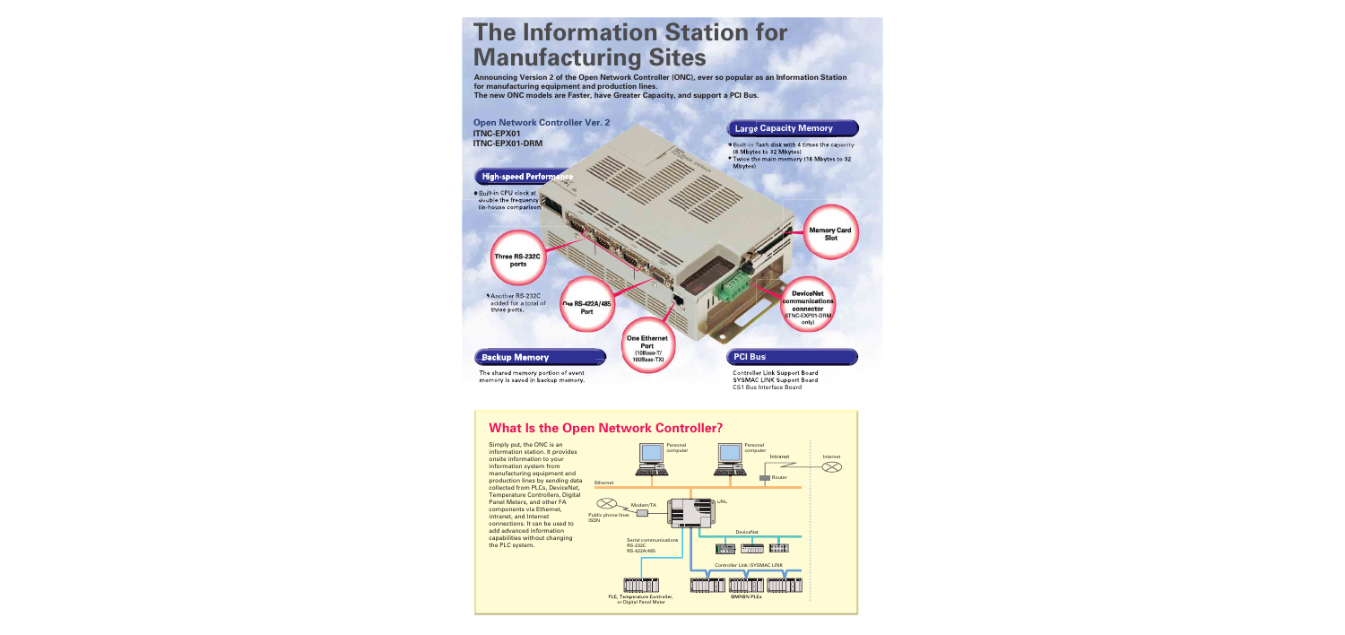# The Information Station for Manufacturing Sites

**Announcing Version 2 of the Open Network Controller (ONC), ever so popular as an Information Station for manufacturing equipment and production lines.**
**The new ONC models are Faster, have Greater Capacity, and support a PCI Bus.**

**Open Network Controller Ver. 2**
**ITNC-EPX01**
**ITNC-EPX01-DRM**

### Large Capacity Memory

- Built-in flash disk with 4 times the capacity (8 Mbytes to 32 Mbytes)
- Twice the main memory (16 Mbytes to 32 Mbytes)

### High-speed Performance

- Built-in CPU clock at double the frequency (in-house comparison)

**Memory Card Slot**

**Three RS-232C ports**

- Another RS-232C added for a total of three ports.

**One RS-422A/485 Port**

**DeviceNet communications connector** (ITNC-EXP01-DRM only)

**One Ethernet Port** (10Base-T/100Base-TX)

### Backup Memory

The shared memory portion of event memory is saved in backup memory.

### PCI Bus

Controller Link Support Board
SYSMAC LINK Support Board
CS1 Bus Interface Board

## What Is the Open Network Controller?

Simply put, the ONC is an information station. It provides onsite information to your information system from manufacturing equipment and production lines by sending data collected from PLCs, DeviceNet, Temperature Controllers, Digital Panel Meters, and other FA components via Ethernet, intranet, and Internet connections. It can be used to add advanced information capabilities without changing the PLC system.

Personal computer
Personal computer
Intranet
Internet
Router
Ethernet
Modem/TA
Public phone lines ISDN
ONC
DeviceNet
Serial communications RS-232C RS-422A/485
Controller Link/SYSMAC LINK
PLC, Temperature Controller, or Digital Panel Meter
OMRON PLCs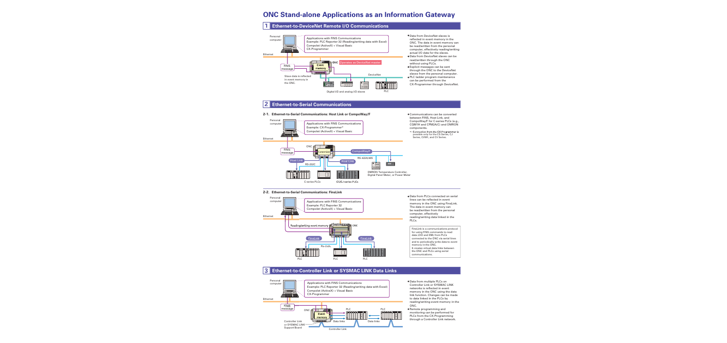# ONC Stand-alone Applications as an Information Gateway

## 1 Ethernet-to-DeviceNet Remote I/O Communications

Personal computer

Applications with FINS Communications
Example: PLC Reporter 32 (Reading/writing data with Excel)
Compolet (ActiveX) + Visual Basic
CX-Programmer

Ethernet

FINS message

Event memory

ONC Operates as DeviceNet master

Slave data is reflected in event memory in the ONC.

DeviceNet

Digital I/O and analog I/O slaves

PLC

- Data from DeviceNet slaves is reflected in event memory in the ONC. The data in event memory can be read/written from the personal computer, effectively reading/writing actual I/O data for the slaves.
- Data from DeviceNet slaves can be read/written through the ONC without using PLCs.
- Explicit messages can be sent through the ONC to the DeviceNet slaves from the personal computer.
- PLC ladder program maintenance can be performed from the CX-Programmer through DeviceNet.

## 2 Ethernet-to-Serial Communications

### 2-1. Ethernet-to-Serial Communications: Host Link or CompoWay/F

Personal computer

Applications with FINS Communications
Example: CX-Programmer*
Compolet (ActiveX) + Visual Basic

Ethernet

FINS message

ONC

Conversion

CompoWay/F

RS-422A/485

Host Link

Host Link

RS-232C

C-series PLCs

CS/CJ-series PLCs

OMRON Temperature Controller, Digital Panel Meter, or Power Meter

- Communications can be converted between FINS, Host Link, and CompoWay/F for C-series PLCs (e.g., CQM1H and CPM2A/C) and OMRON components.

\*: Connection from the CX-Programmer is possible only for the CS Series, CJ Series, CVM1, and CV Series.

### 2-2. Ethernet-to-Serial Communications: FinsLink

Personal computer

Applications with FINS Communications
Example: PLC Reporter 32
Compolet (ActiveX) + Visual Basic

Ethernet

Reading/writing event memory

Event memory

ONC

FinsLink

FinsLink

RS-232C

PLC

PLC

PLC

- Data from PLCs connected on serial lines can be reflected in event memory in the ONC using FinsLink. The data in event memory can be read/written from the personal computer, effectively reading/writing data linked in the PLCs.

FinsLink is a communications protocol for using FINS commands to read data (CIO and DM) from PLCs connected to the ONC via serial lines and to periodically write data to event memory in the ONC.
It creates virtual data links between the ONC and PLCs using serial communications.

## 3 Ethernet-to-Controller Link or SYSMAC LINK Data Links

Personal computer

Applications with FINS Communications
Example: PLC Reporter 32 (Reading/writing data with Excel)
Compolet (ActiveX) + Visual Basic
CX-Programmer

Ethernet

FINS message

ONC

Event memory

PLC

PLC

Data links

Data links

Controller Link or SYSMAC LINK Support Board

Controller Link

- Data from multiple PLCs on Controller Link or SYSMAC LINK networks is reflected in event memory in the ONC using the data link function. Changes can be made to data linked in the PLCs by reading/writing event memory in the ONC.
- Remote programming and monitoring can be performed for PLCs from the CX-Programming through a Controller Link network.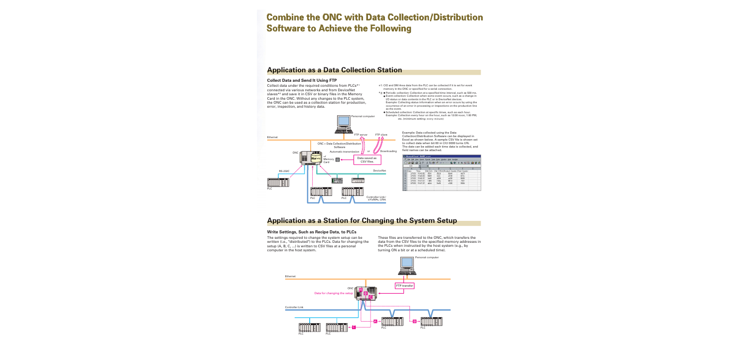# Combine the ONC with Data Collection/Distribution Software to Achieve the Following

## Application as a Data Collection Station

### Collect Data and Send It Using FTP

Collect data under the required conditions from PLCs*1 connected via various networks and from DeviceNet slaves*2 and save it in CSV or binary files in the Memory Card in the ONC. Without any changes to the PLC system, the ONC can be used as a collection station for production, error, inspection, and history data.

*1: CIO and DM Area data from the PLC can be collected if it is set for event memory in the ONC or specified for a serial connection.

*2: ◆Periodic collection: Collection at a specified time interval, such as 500 ms.
◆Event collection: Collection when some event occurs, such as a change in I/O status or data contents in the PLC or in DeviceNet devices.
Example: Collecting status information when an error occurs by using the occurrence of an error in processing or inspections on the production line as the event.
◆Scheduled collection: Collection at specific times, such as each hour.
Example: Collection every hour on the hour, such as 12:00 noon, 1:00 PM, etc. (minimum setting: every minute)

Example: Data collected using the Data Collection/Distribution Software can be displayed in Excel as shown below. A sample CSV file is shown set to collect data when bit 00 in CIO 0000 turns ON. The date can be added each time data is collected, and field names can be attached.

## Application as a Station for Changing the System Setup

### Write Settings, Such as Recipe Data, to PLCs

The settings required to change the system setup can be written (i.e., "distributed") to the PLCs. Data for changing the setup (A, B, C, ...) is written to CSV files at a personal computer in the host system.

These files are transferred to the ONC, which transfers the data from the CSV files to the specified memory addresses in the PLCs when instructed by the host system (e.g., by turning ON a bit or at a scheduled time).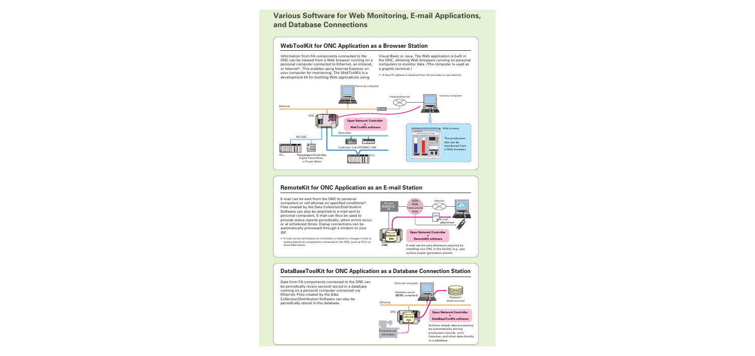# Various Software for Web Monitoring, E-mail Applications, and Database Connections

## WebToolKit for ONC Application as a Browser Station

Information from FA components connected to the ONC can be viewed from a Web browser running on a personal computer connected to Ethernet, an intranet, or Internet*. This enables using Internet Explorer on your computer for monitoring. The WebToolKit is a development kit for building Web applications using Visual Basic or Java. The Web application is built in the ONC, allowing Web browsers running on personal computers to monitor data. (The computer is used as a graphic terminal.)

*: A fixed IP address is obtained from the provider to use Internet.

Personal computer

Intranet/Internet

Personal computer

Ethernet

Router

ONC

Open Network Controller + WebToolKit software

DeviceNet

RS-232C

Controller Link /SYSMAC LINK

PLC

Temperature Controller, Digital Panel Meter, or Power Meter

PLC

Web browser

The production site can be monitored from a Web browser.

## RemoteKit for ONC Application as an E-mail Station

E-mail can be sent from the ONC to personal computers or cell phones on specified conditions*. Files created by the Data Collection/Distribution Software can also be attached to e-mail sent to personal computers. E-mail can thus be used to provide status reports periodically, when errors occur, or at scheduled times. Dialup connections can be automatically processed through a modem to your ISP.

*: E-mail can be sent based on a schedule or based on changes in bits or analog data from components connected to the ONC, such as PLCs or DeviceNet slaves.

Router Modem or TA

ISDN ADSL Public phone lines

Internet

CSV

E-mail attachment

Collected data

ONC

Open Network Controller + RemoteKit software

E-mail can be sent whenever required by installing one ONC in the facility (e.g., gas turbine power generation plants).

## DataBaseToolKit for ONC Application as a Database Connection Station

Data from FA components connected to the ONC can be periodically (every second) stored in a database running on a personal computer connected via Ethernet. Files created by the Data Collection/Distribution Software can also be periodically stored in the database.

Personal computer

Database server (ODBC-compliant)

Database (fixed records)

Ethernet

ONC

Collected data

Open Network Controller + DataBaseToolKit software

Production-site information

Achieve simple data processing by automatically storing production records, error histories, and other data directly in a database.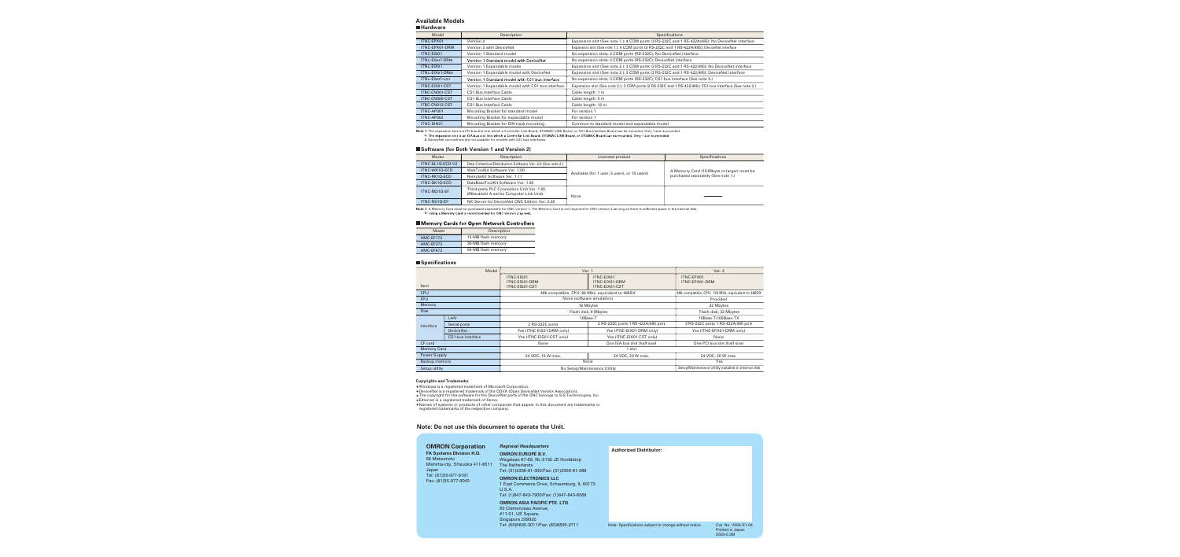# Available Models

## Hardware

| Model | Description | Specifications |
| --- | --- | --- |
| ITNC-EPX01 | Version 2 | Expansion slot (See note 1.); 4 COM ports (3 RS-232C and 1 RS-422A/485); No DeviceNet interface |
| ITNC-EPX01-DRM | Version 2 with DeviceNet | Expansion slot (See note 1.); 4 COM ports (3 RS-232C and 1 RS-422A/485); DeviceNet interface |
| ITNC-EIS01 | Version 1 Standard model | No expansion slots; 2 COM ports (RS-232C); No DeviceNet interface |
| ITNC-EIS01-DRM | Version 1 Standard model with DeviceNet | No expansion slots; 2 COM ports (RS-232C); DeviceNet interface |
| ITNC-EIX01 | Version 1 Expandable model | Expansion slot (See note 2.); 3 COM ports (2 RS-232C and 1 RS-422A/485); No DeviceNet interface |
| ITNC-EIX01-DRM | Version 1 Expandable model with DeviceNet | Expansion slot (See note 2.); 3 COM ports (2 RS-232C and 1 RS-422A/485); DeviceNet interface |
| ITNC-EIS01-CST | Version 1 Standard model with CS1 bus interface | No expansion slots; 2 COM ports (RS-232C); CS1 bus interface (See note 3.) |
| ITNC-EIX01-CST | Version 1 Expandable model with CS1 bus interface | Expansion slot (See note 2.); 3 COM ports (2 RS-232C and 1 RS-422A/485); CS1 bus interface (See note 3.) |
| ITBC-CN001-CST | CS1 Bus Interface Cable | Cable length: 1 m |
| ITBC-CN005-CST | CS1 Bus Interface Cable | Cable length: 5 m |
| ITBC-CN012-CST | CS1 Bus Interface Cable | Cable length: 12 m |
| ITNC-AP001 | Mounting Bracket for standard model | For version 1 |
| ITNC-AP002 | Mounting Bracket for expandable model | For version 1 |
| ITNC-DIN01 | Mounting Bracket for DIN track mounting | Common to standard model and expandable model |

**Note 1.** The expansion slot is a PCI bus slot into which a Controller Link Board, SYSMAC LINK Board, or CS1 Bus Interface Board can be mounted. Only 1 slot is provided.
**2.** The expansion slot is an ISA bus slot into which a Controller Link Board, SYSMAC LINK Board, or SYSMAC Board can be mounted. Only 1 slot is provided.
**3.** DeviceNet connections are not possible for models with CS1 bus interfaces.

## Software (for Both Version 1 and Version 2)

| Model | Description | Licensed product | Specifications |
| --- | --- | --- | --- |
| ITNC-DL1G-ECD-V2 | Data Collection/Distribution Software Ver. 2.0 (See note 2.) | Available (for 1 user, 5 users, or 10 users) | A Memory Card (15-Mbyte or larger) must be purchased separately (See note 1.) |
| ITNC-WK1G-ECD | WebToolKit Software Ver. 1.00 | | |
| ITNC-RK1G-ECD | RemoteKit Software Ver. 1.11 | | |
| ITNC-DK1G-ECD | DataBaseToolKit Software Ver. 1.00 | | |
| ITNC-MD1G-EF | Third-party PLC Connection Unit Ver. 1.00 (Mitsubishi A-series Computer Link Unit) | None | ——— |
| ITNC-NS1G-EF | NX-Server for DeviceNet ONC Edition Ver. 2.00 | | |

**Note 1.** A Memory Card must be purchased separately for ONC version 1. The Memory Card is not required for ONC version 2 as long as there is sufficient space in the internal disk.
**2.** Using a Memory Card is recommended for ONC version 2 as well.

## Memory Cards for Open Network Controllers

| Model | Description |
| --- | --- |
| HMC-EF172 | 15-MB flash memory |
| HMC-EF372 | 30-MB flash memory |
| HMC-EF672 | 64-MB flash memory |

## Specifications

| Item | | Ver. 1: ITNC-EIS01 / ITNC-EIS01-DRM / ITNC-EIS01-CST | Ver. 1: ITNC-EIX01 / ITNC-EIX01-DRM / ITNC-EIX01-CST | Ver. 2: ITNC-EPX01 / ITNC-EPX01-DRM |
| --- | --- | --- | --- | --- |
| CPU | | 486 compatible, CPU: 66 MHz, equivalent to 486SX | | 486 compatible, CPU: 133 MHz, equivalent to 486DX |
| FPU | | None (software emulation) | | Provided |
| Memory | | 16 Mbytes | | 32 Mbytes |
| Disk | | Flash disk, 8 Mbytes | | Flash disk, 32 Mbytes |
| Interface | LAN | 10Base-T | | 10Base-T/100Base-TX |
| | Serial ports | 2 RS-232C ports | 2 RS-232C ports 1 RS-422A/485 port | 3 RS-232C ports 1 RS-422A/485 port |
| | DeviceNet | Yes (ITNC-EIS01-DRM only) | Yes (ITNC-EIX01-DRM only) | Yes (ITNC-EPX01-DRM only) |
| | CS1 bus interface | Yes (ITNC-EIS01-CST only) | Yes (ITNC-EIX01-CST only) | None |
| CF card | | None | One ISA bus slot (half size) | One PCI bus slot (half size) |
| Memory Card | | 1 slot | | |
| Power Supply | | 24 VDC, 15 W max. | 24 VDC, 20 W max. | 24 VDC, 20 W max. |
| Backup memory | | None | | Yes |
| Setup utility | | No Setup/Maintenance Utility | | Setup/Maintenance Utility installed in internal disk |

**Copyrights and Trademarks**

- Windows is a registered trademark of Microsoft Corporation.
- DeviceNet is a registered trademark of the ODVA (Open DeviceNet Vendor Association).
- The copyright for the software for the DeviceNet parts of the ONC belong to S-S Technologies, Inc.
- Ethernet is a registered trademark of Xerox.
- Names of systems or products of other companies that appear in this document are trademarks or registered trademarks of the respective company.

**Note: Do not use this document to operate the Unit.**

**OMRON Corporation**
**FA Systems Division H.Q.**
66 Matsumoto
Mishima-city, Shizuoka 411-8511
Japan
Tel: (81)55-977-9181
Fax: (81)55-977-9045

*Regional Headquarters*

**OMRON EUROPE B.V.**
Wegalaan 67-69, NL-2132 JD Hoofddorp
The Netherlands
Tel: (31)2356-81-300/Fax: (31)2356-81-388

**OMRON ELECTRONICS LLC**
1 East Commerce Drive, Schaumburg, IL 60173
U.S.A.
Tel: (1)847-843-7900/Fax: (1)847-843-8568

**OMRON ASIA PACIFIC PTE. LTD.**
83 Clemenceau Avenue,
#11-01, UE Square,
Singapore 239920
Tel: (65)6835-3011/Fax: (65)6835-2711

**Authorized Distributor:**

Note: Specifications subject to change without notice.

Cat. No. V204-E1-04
Printed in Japan
0503-0.3M